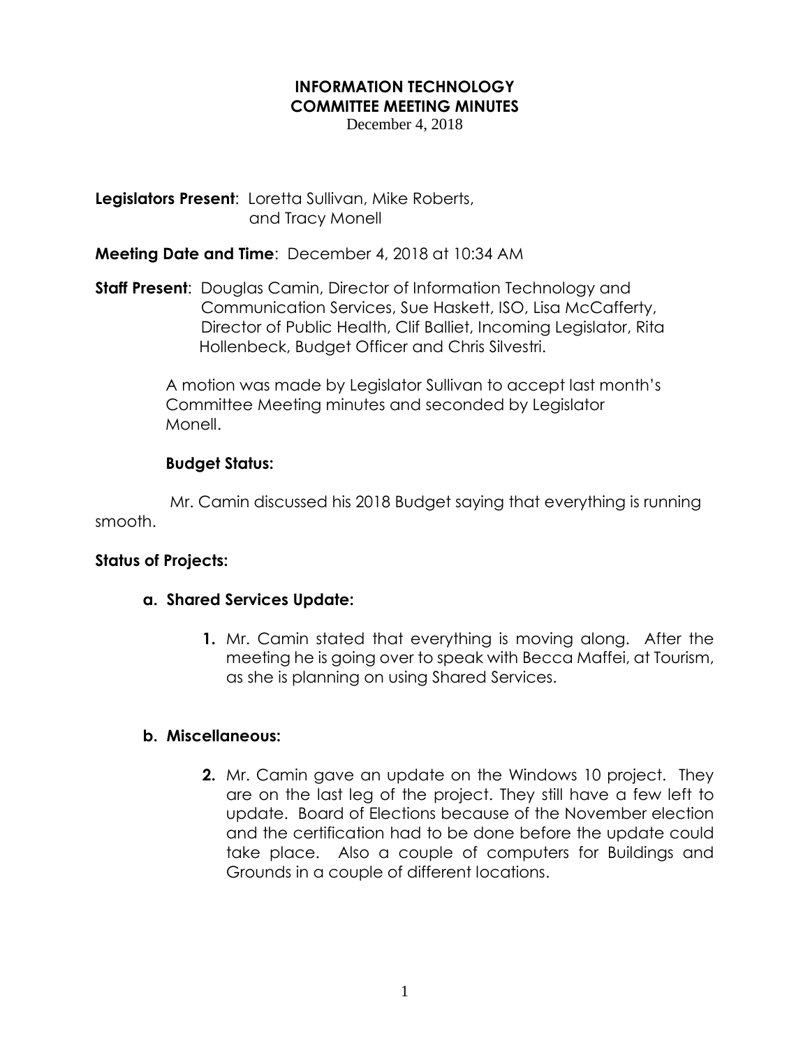# INFORMATION TECHNOLOGY
# COMMITTEE MEETING MINUTES

December 4, 2018

**Legislators Present**: Loretta Sullivan, Mike Roberts, and Tracy Monell

**Meeting Date and Time**: December 4, 2018 at 10:34 AM

**Staff Present**: Douglas Camin, Director of Information Technology and Communication Services, Sue Haskett, ISO, Lisa McCafferty, Director of Public Health, Clif Balliet, Incoming Legislator, Rita Hollenbeck, Budget Officer and Chris Silvestri.

A motion was made by Legislator Sullivan to accept last month's Committee Meeting minutes and seconded by Legislator Monell.

**Budget Status:**

Mr. Camin discussed his 2018 Budget saying that everything is running smooth.

**Status of Projects:**

**a. Shared Services Update:**

**1.** Mr. Camin stated that everything is moving along. After the meeting he is going over to speak with Becca Maffei, at Tourism, as she is planning on using Shared Services.

**b. Miscellaneous:**

**2.** Mr. Camin gave an update on the Windows 10 project. They are on the last leg of the project. They still have a few left to update. Board of Elections because of the November election and the certification had to be done before the update could take place. Also a couple of computers for Buildings and Grounds in a couple of different locations.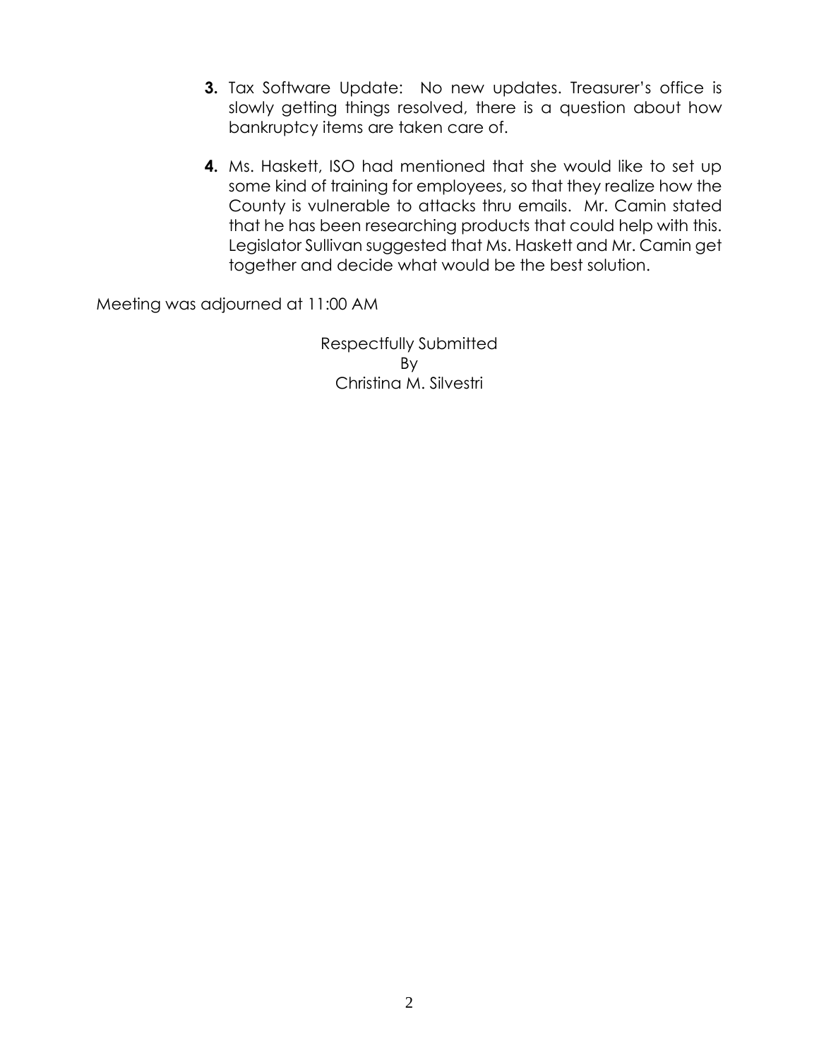3. **Tax Software Update:** No new updates. Treasurer's office is slowly getting things resolved, there is a question about how bankruptcy items are taken care of.

4. Ms. Haskett, ISO had mentioned that she would like to set up some kind of training for employees, so that they realize how the County is vulnerable to attacks thru emails. Mr. Camin stated that he has been researching products that could help with this. Legislator Sullivan suggested that Ms. Haskett and Mr. Camin get together and decide what would be the best solution.

Meeting was adjourned at 11:00 AM

Respectfully Submitted
By
Christina M. Silvestri